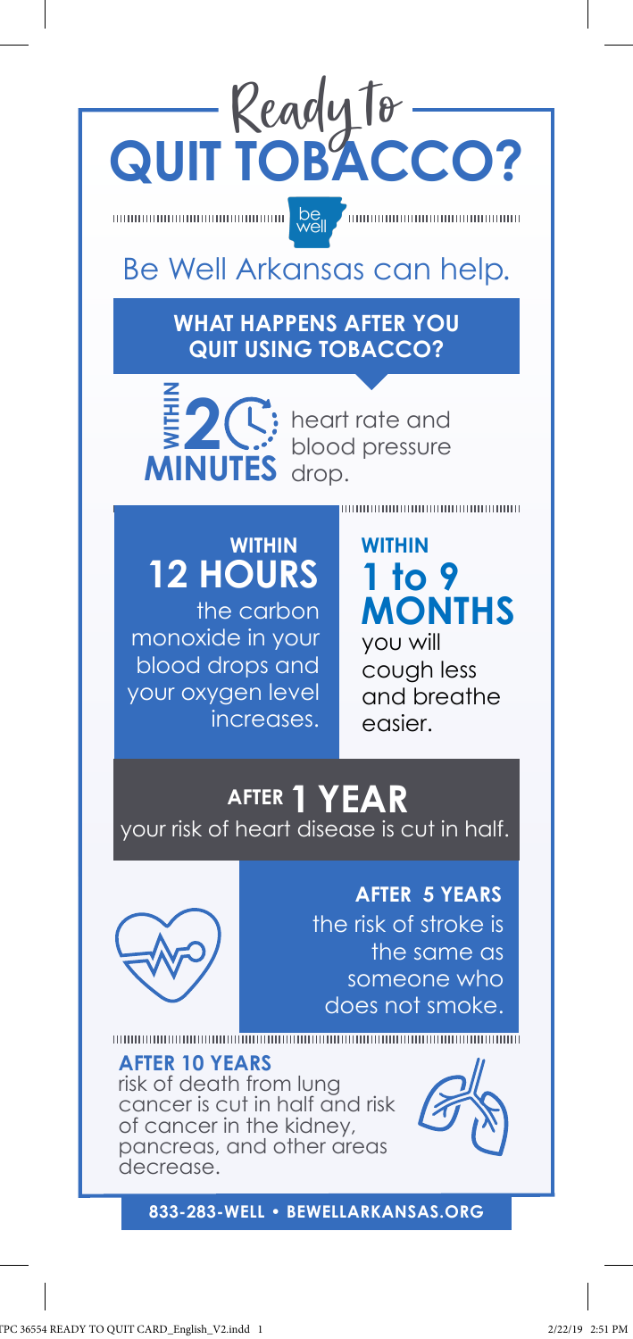# Ready to QUIT TOBACCO?

be well

## Be Well Arkansas can help.

### WHAT HAPPENS AFTER YOU QUIT USING TOBACCO?

**WITHIN 20 MINUTES** heart rate and blood pressure drop.

**WITHIN 12 HOURS** the carbon monoxide in your blood drops and your oxygen level increases.

**WITHIN 1 to 9 MONTHS** you will cough less and breathe easier.

**AFTER 1 YEAR** your risk of heart disease is cut in half.

**AFTER 5 YEARS** the risk of stroke is the same as someone who does not smoke.

**AFTER 10 YEARS** risk of death from lung cancer is cut in half and risk of cancer in the kidney, pancreas, and other areas decrease.

**833-283-WELL • BEWELLARKANSAS.ORG**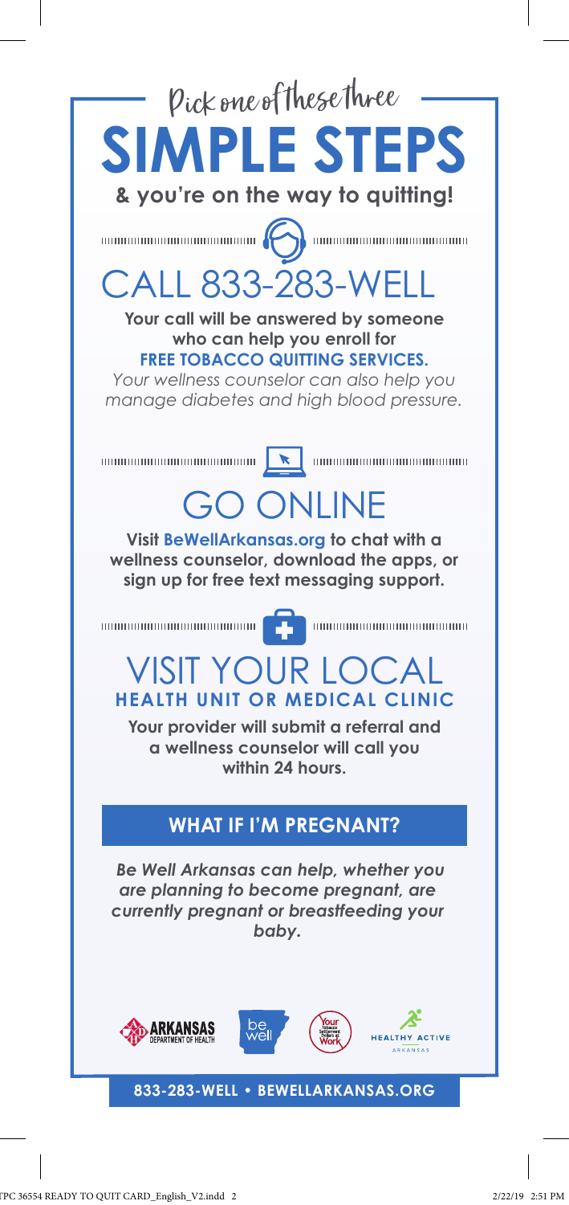Pick one of these three

# SIMPLE STEPS

**& you're on the way to quitting!**

## CALL 833-283-WELL

**Your call will be answered by someone who can help you enroll for FREE TOBACCO QUITTING SERVICES.**

*Your wellness counselor can also help you manage diabetes and high blood pressure.*

## GO ONLINE

**Visit BeWellArkansas.org to chat with a wellness counselor, download the apps, or sign up for free text messaging support.**

## VISIT YOUR LOCAL HEALTH UNIT OR MEDICAL CLINIC

**Your provider will submit a referral and a wellness counselor will call you within 24 hours.**

### WHAT IF I'M PREGNANT?

***Be Well Arkansas can help, whether you are planning to become pregnant, are currently pregnant or breastfeeding your baby.***

ARKANSAS DEPARTMENT OF HEALTH

be well

Your Tobacco Settlement Dollars at Work

HEALTHY ACTIVE ARKANSAS

**833-283-WELL • BEWELLARKANSAS.ORG**